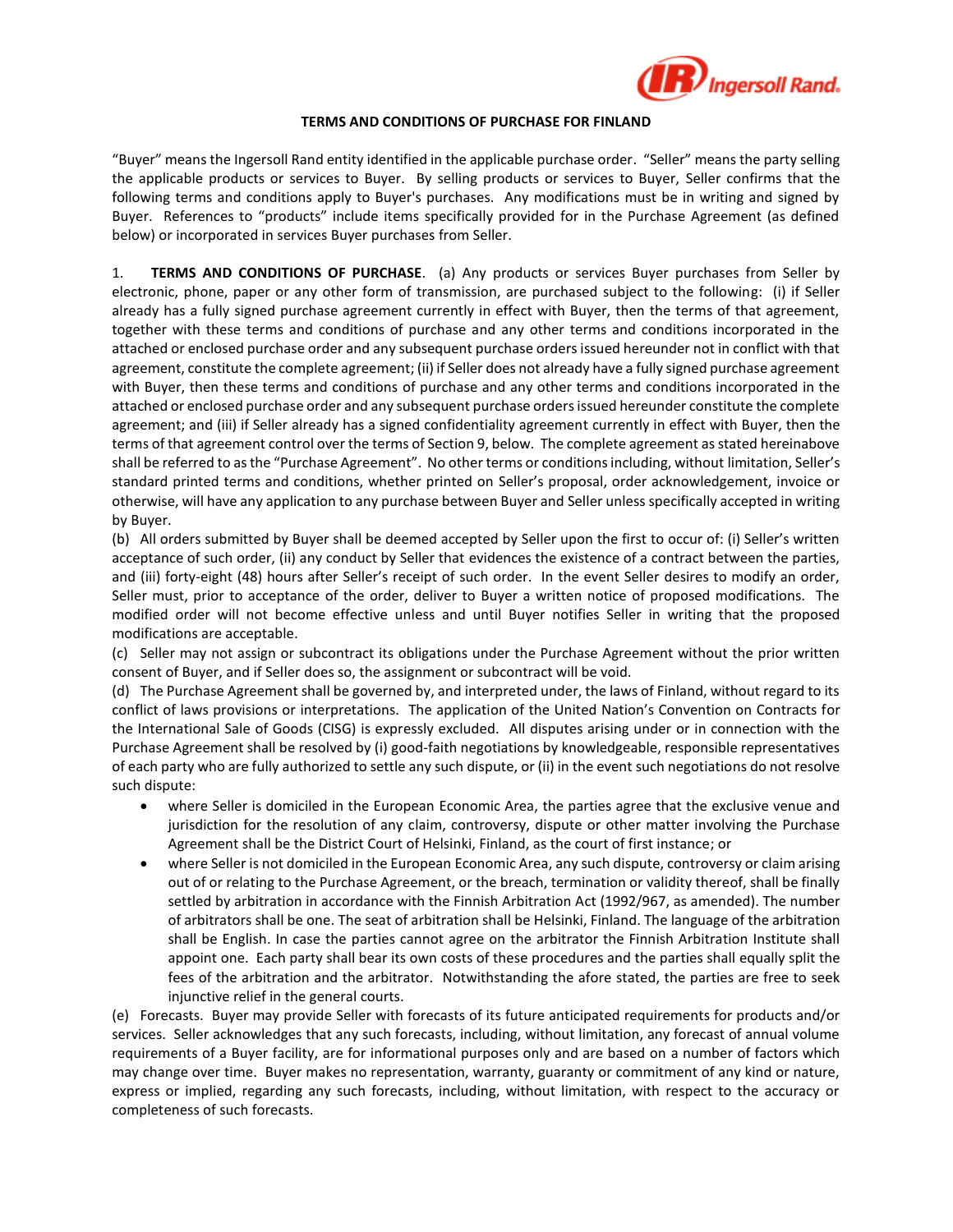# TERMS AND CONDITIONS OF PURCHASE FOR FINLAND

"Buyer" means the Ingersoll Rand entity identified in the applicable purchase order. "Seller" means the party selling the applicable products or services to Buyer. By selling products or services to Buyer, Seller confirms that the following terms and conditions apply to Buyer's purchases. Any modifications must be in writing and signed by Buyer. References to "products" include items specifically provided for in the Purchase Agreement (as defined below) or incorporated in services Buyer purchases from Seller.

1. **TERMS AND CONDITIONS OF PURCHASE**. (a) Any products or services Buyer purchases from Seller by electronic, phone, paper or any other form of transmission, are purchased subject to the following: (i) if Seller already has a fully signed purchase agreement currently in effect with Buyer, then the terms of that agreement, together with these terms and conditions of purchase and any other terms and conditions incorporated in the attached or enclosed purchase order and any subsequent purchase orders issued hereunder not in conflict with that agreement, constitute the complete agreement; (ii) if Seller does not already have a fully signed purchase agreement with Buyer, then these terms and conditions of purchase and any other terms and conditions incorporated in the attached or enclosed purchase order and any subsequent purchase orders issued hereunder constitute the complete agreement; and (iii) if Seller already has a signed confidentiality agreement currently in effect with Buyer, then the terms of that agreement control over the terms of Section 9, below. The complete agreement as stated hereinabove shall be referred to as the "Purchase Agreement". No other terms or conditions including, without limitation, Seller's standard printed terms and conditions, whether printed on Seller's proposal, order acknowledgement, invoice or otherwise, will have any application to any purchase between Buyer and Seller unless specifically accepted in writing by Buyer.

(b) All orders submitted by Buyer shall be deemed accepted by Seller upon the first to occur of: (i) Seller's written acceptance of such order, (ii) any conduct by Seller that evidences the existence of a contract between the parties, and (iii) forty-eight (48) hours after Seller's receipt of such order. In the event Seller desires to modify an order, Seller must, prior to acceptance of the order, deliver to Buyer a written notice of proposed modifications. The modified order will not become effective unless and until Buyer notifies Seller in writing that the proposed modifications are acceptable.

(c) Seller may not assign or subcontract its obligations under the Purchase Agreement without the prior written consent of Buyer, and if Seller does so, the assignment or subcontract will be void.

(d) The Purchase Agreement shall be governed by, and interpreted under, the laws of Finland, without regard to its conflict of laws provisions or interpretations. The application of the United Nation's Convention on Contracts for the International Sale of Goods (CISG) is expressly excluded. All disputes arising under or in connection with the Purchase Agreement shall be resolved by (i) good-faith negotiations by knowledgeable, responsible representatives of each party who are fully authorized to settle any such dispute, or (ii) in the event such negotiations do not resolve such dispute:

- where Seller is domiciled in the European Economic Area, the parties agree that the exclusive venue and jurisdiction for the resolution of any claim, controversy, dispute or other matter involving the Purchase Agreement shall be the District Court of Helsinki, Finland, as the court of first instance; or
- where Seller is not domiciled in the European Economic Area, any such dispute, controversy or claim arising out of or relating to the Purchase Agreement, or the breach, termination or validity thereof, shall be finally settled by arbitration in accordance with the Finnish Arbitration Act (1992/967, as amended). The number of arbitrators shall be one. The seat of arbitration shall be Helsinki, Finland. The language of the arbitration shall be English. In case the parties cannot agree on the arbitrator the Finnish Arbitration Institute shall appoint one. Each party shall bear its own costs of these procedures and the parties shall equally split the fees of the arbitration and the arbitrator. Notwithstanding the afore stated, the parties are free to seek injunctive relief in the general courts.

(e) Forecasts. Buyer may provide Seller with forecasts of its future anticipated requirements for products and/or services. Seller acknowledges that any such forecasts, including, without limitation, any forecast of annual volume requirements of a Buyer facility, are for informational purposes only and are based on a number of factors which may change over time. Buyer makes no representation, warranty, guaranty or commitment of any kind or nature, express or implied, regarding any such forecasts, including, without limitation, with respect to the accuracy or completeness of such forecasts.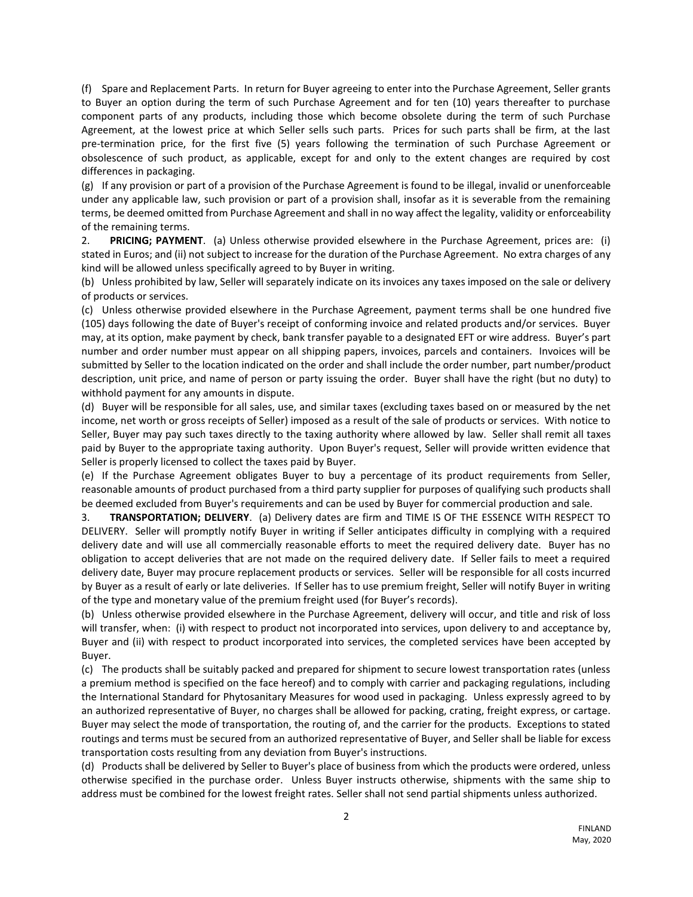(f) Spare and Replacement Parts. In return for Buyer agreeing to enter into the Purchase Agreement, Seller grants to Buyer an option during the term of such Purchase Agreement and for ten (10) years thereafter to purchase component parts of any products, including those which become obsolete during the term of such Purchase Agreement, at the lowest price at which Seller sells such parts. Prices for such parts shall be firm, at the last pre-termination price, for the first five (5) years following the termination of such Purchase Agreement or obsolescence of such product, as applicable, except for and only to the extent changes are required by cost differences in packaging.

(g) If any provision or part of a provision of the Purchase Agreement is found to be illegal, invalid or unenforceable under any applicable law, such provision or part of a provision shall, insofar as it is severable from the remaining terms, be deemed omitted from Purchase Agreement and shall in no way affect the legality, validity or enforceability of the remaining terms.

2. **PRICING; PAYMENT**. (a) Unless otherwise provided elsewhere in the Purchase Agreement, prices are: (i) stated in Euros; and (ii) not subject to increase for the duration of the Purchase Agreement. No extra charges of any kind will be allowed unless specifically agreed to by Buyer in writing.

(b) Unless prohibited by law, Seller will separately indicate on its invoices any taxes imposed on the sale or delivery of products or services.

(c) Unless otherwise provided elsewhere in the Purchase Agreement, payment terms shall be one hundred five (105) days following the date of Buyer's receipt of conforming invoice and related products and/or services. Buyer may, at its option, make payment by check, bank transfer payable to a designated EFT or wire address. Buyer's part number and order number must appear on all shipping papers, invoices, parcels and containers. Invoices will be submitted by Seller to the location indicated on the order and shall include the order number, part number/product description, unit price, and name of person or party issuing the order. Buyer shall have the right (but no duty) to withhold payment for any amounts in dispute.

(d) Buyer will be responsible for all sales, use, and similar taxes (excluding taxes based on or measured by the net income, net worth or gross receipts of Seller) imposed as a result of the sale of products or services. With notice to Seller, Buyer may pay such taxes directly to the taxing authority where allowed by law. Seller shall remit all taxes paid by Buyer to the appropriate taxing authority. Upon Buyer's request, Seller will provide written evidence that Seller is properly licensed to collect the taxes paid by Buyer.

(e) If the Purchase Agreement obligates Buyer to buy a percentage of its product requirements from Seller, reasonable amounts of product purchased from a third party supplier for purposes of qualifying such products shall be deemed excluded from Buyer's requirements and can be used by Buyer for commercial production and sale.

3. **TRANSPORTATION; DELIVERY**. (a) Delivery dates are firm and TIME IS OF THE ESSENCE WITH RESPECT TO DELIVERY. Seller will promptly notify Buyer in writing if Seller anticipates difficulty in complying with a required delivery date and will use all commercially reasonable efforts to meet the required delivery date. Buyer has no obligation to accept deliveries that are not made on the required delivery date. If Seller fails to meet a required delivery date, Buyer may procure replacement products or services. Seller will be responsible for all costs incurred by Buyer as a result of early or late deliveries. If Seller has to use premium freight, Seller will notify Buyer in writing of the type and monetary value of the premium freight used (for Buyer's records).

(b) Unless otherwise provided elsewhere in the Purchase Agreement, delivery will occur, and title and risk of loss will transfer, when: (i) with respect to product not incorporated into services, upon delivery to and acceptance by, Buyer and (ii) with respect to product incorporated into services, the completed services have been accepted by Buyer.

(c) The products shall be suitably packed and prepared for shipment to secure lowest transportation rates (unless a premium method is specified on the face hereof) and to comply with carrier and packaging regulations, including the International Standard for Phytosanitary Measures for wood used in packaging. Unless expressly agreed to by an authorized representative of Buyer, no charges shall be allowed for packing, crating, freight express, or cartage. Buyer may select the mode of transportation, the routing of, and the carrier for the products. Exceptions to stated routings and terms must be secured from an authorized representative of Buyer, and Seller shall be liable for excess transportation costs resulting from any deviation from Buyer's instructions.

(d) Products shall be delivered by Seller to Buyer's place of business from which the products were ordered, unless otherwise specified in the purchase order. Unless Buyer instructs otherwise, shipments with the same ship to address must be combined for the lowest freight rates. Seller shall not send partial shipments unless authorized.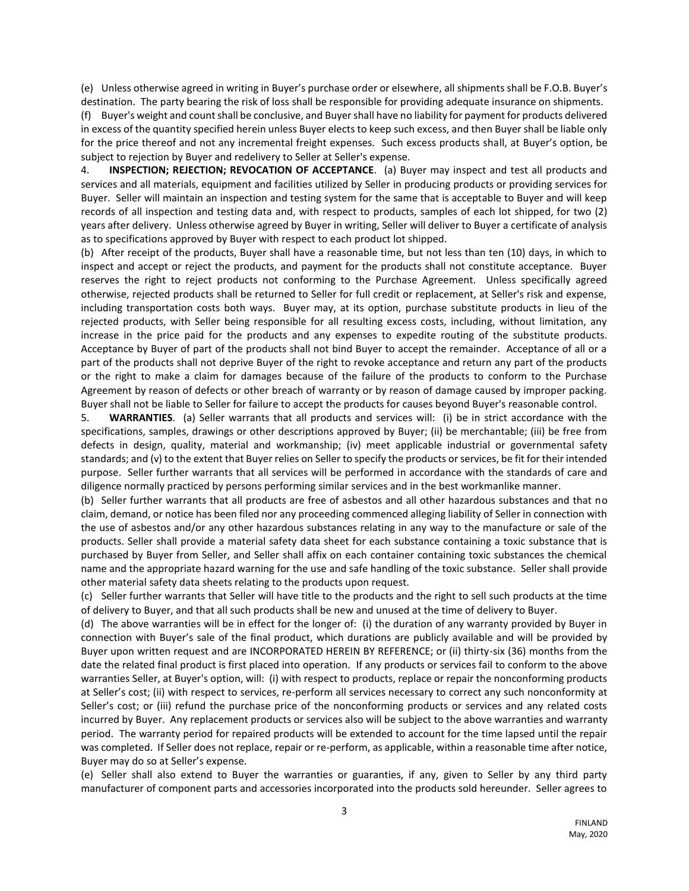(e) Unless otherwise agreed in writing in Buyer's purchase order or elsewhere, all shipments shall be F.O.B. Buyer's destination. The party bearing the risk of loss shall be responsible for providing adequate insurance on shipments.

(f) Buyer's weight and count shall be conclusive, and Buyer shall have no liability for payment for products delivered in excess of the quantity specified herein unless Buyer elects to keep such excess, and then Buyer shall be liable only for the price thereof and not any incremental freight expenses. Such excess products shall, at Buyer's option, be subject to rejection by Buyer and redelivery to Seller at Seller's expense.

4. **INSPECTION; REJECTION; REVOCATION OF ACCEPTANCE**. (a) Buyer may inspect and test all products and services and all materials, equipment and facilities utilized by Seller in producing products or providing services for Buyer. Seller will maintain an inspection and testing system for the same that is acceptable to Buyer and will keep records of all inspection and testing data and, with respect to products, samples of each lot shipped, for two (2) years after delivery. Unless otherwise agreed by Buyer in writing, Seller will deliver to Buyer a certificate of analysis as to specifications approved by Buyer with respect to each product lot shipped.

(b) After receipt of the products, Buyer shall have a reasonable time, but not less than ten (10) days, in which to inspect and accept or reject the products, and payment for the products shall not constitute acceptance. Buyer reserves the right to reject products not conforming to the Purchase Agreement. Unless specifically agreed otherwise, rejected products shall be returned to Seller for full credit or replacement, at Seller's risk and expense, including transportation costs both ways. Buyer may, at its option, purchase substitute products in lieu of the rejected products, with Seller being responsible for all resulting excess costs, including, without limitation, any increase in the price paid for the products and any expenses to expedite routing of the substitute products. Acceptance by Buyer of part of the products shall not bind Buyer to accept the remainder. Acceptance of all or a part of the products shall not deprive Buyer of the right to revoke acceptance and return any part of the products or the right to make a claim for damages because of the failure of the products to conform to the Purchase Agreement by reason of defects or other breach of warranty or by reason of damage caused by improper packing. Buyer shall not be liable to Seller for failure to accept the products for causes beyond Buyer's reasonable control.

5. **WARRANTIES**. (a) Seller warrants that all products and services will: (i) be in strict accordance with the specifications, samples, drawings or other descriptions approved by Buyer; (ii) be merchantable; (iii) be free from defects in design, quality, material and workmanship; (iv) meet applicable industrial or governmental safety standards; and (v) to the extent that Buyer relies on Seller to specify the products or services, be fit for their intended purpose. Seller further warrants that all services will be performed in accordance with the standards of care and diligence normally practiced by persons performing similar services and in the best workmanlike manner.

(b) Seller further warrants that all products are free of asbestos and all other hazardous substances and that no claim, demand, or notice has been filed nor any proceeding commenced alleging liability of Seller in connection with the use of asbestos and/or any other hazardous substances relating in any way to the manufacture or sale of the products. Seller shall provide a material safety data sheet for each substance containing a toxic substance that is purchased by Buyer from Seller, and Seller shall affix on each container containing toxic substances the chemical name and the appropriate hazard warning for the use and safe handling of the toxic substance. Seller shall provide other material safety data sheets relating to the products upon request.

(c) Seller further warrants that Seller will have title to the products and the right to sell such products at the time of delivery to Buyer, and that all such products shall be new and unused at the time of delivery to Buyer.

(d) The above warranties will be in effect for the longer of: (i) the duration of any warranty provided by Buyer in connection with Buyer's sale of the final product, which durations are publicly available and will be provided by Buyer upon written request and are INCORPORATED HEREIN BY REFERENCE; or (ii) thirty-six (36) months from the date the related final product is first placed into operation. If any products or services fail to conform to the above warranties Seller, at Buyer's option, will: (i) with respect to products, replace or repair the nonconforming products at Seller's cost; (ii) with respect to services, re-perform all services necessary to correct any such nonconformity at Seller's cost; or (iii) refund the purchase price of the nonconforming products or services and any related costs incurred by Buyer. Any replacement products or services also will be subject to the above warranties and warranty period. The warranty period for repaired products will be extended to account for the time lapsed until the repair was completed. If Seller does not replace, repair or re-perform, as applicable, within a reasonable time after notice, Buyer may do so at Seller's expense.

(e) Seller shall also extend to Buyer the warranties or guaranties, if any, given to Seller by any third party manufacturer of component parts and accessories incorporated into the products sold hereunder. Seller agrees to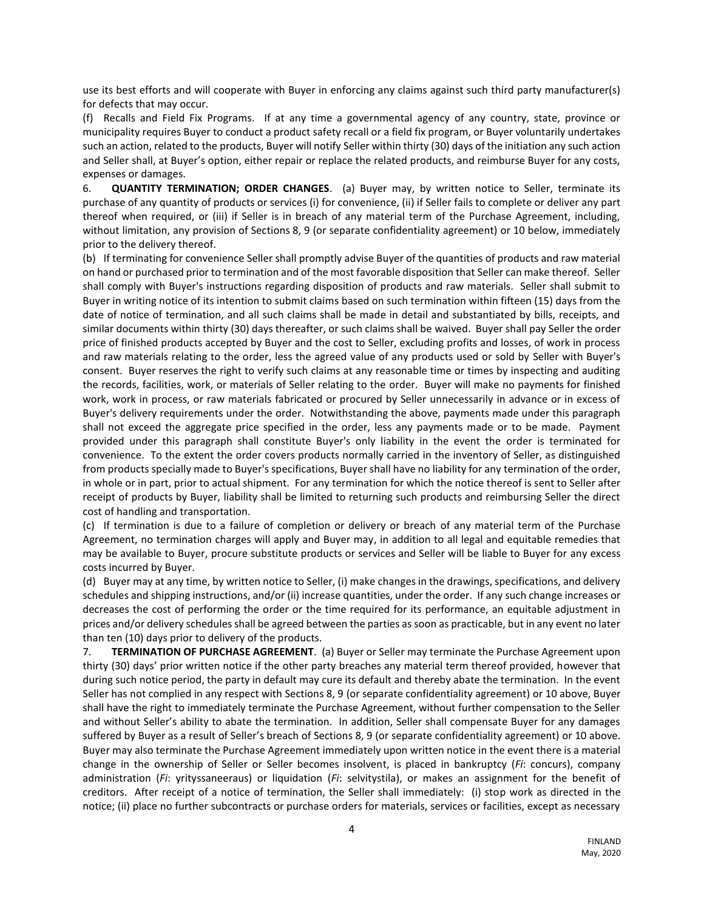use its best efforts and will cooperate with Buyer in enforcing any claims against such third party manufacturer(s) for defects that may occur.

(f) Recalls and Field Fix Programs. If at any time a governmental agency of any country, state, province or municipality requires Buyer to conduct a product safety recall or a field fix program, or Buyer voluntarily undertakes such an action, related to the products, Buyer will notify Seller within thirty (30) days of the initiation any such action and Seller shall, at Buyer's option, either repair or replace the related products, and reimburse Buyer for any costs, expenses or damages.

6. **QUANTITY TERMINATION; ORDER CHANGES**. (a) Buyer may, by written notice to Seller, terminate its purchase of any quantity of products or services (i) for convenience, (ii) if Seller fails to complete or deliver any part thereof when required, or (iii) if Seller is in breach of any material term of the Purchase Agreement, including, without limitation, any provision of Sections 8, 9 (or separate confidentiality agreement) or 10 below, immediately prior to the delivery thereof.

(b) If terminating for convenience Seller shall promptly advise Buyer of the quantities of products and raw material on hand or purchased prior to termination and of the most favorable disposition that Seller can make thereof. Seller shall comply with Buyer's instructions regarding disposition of products and raw materials. Seller shall submit to Buyer in writing notice of its intention to submit claims based on such termination within fifteen (15) days from the date of notice of termination, and all such claims shall be made in detail and substantiated by bills, receipts, and similar documents within thirty (30) days thereafter, or such claims shall be waived. Buyer shall pay Seller the order price of finished products accepted by Buyer and the cost to Seller, excluding profits and losses, of work in process and raw materials relating to the order, less the agreed value of any products used or sold by Seller with Buyer's consent. Buyer reserves the right to verify such claims at any reasonable time or times by inspecting and auditing the records, facilities, work, or materials of Seller relating to the order. Buyer will make no payments for finished work, work in process, or raw materials fabricated or procured by Seller unnecessarily in advance or in excess of Buyer's delivery requirements under the order. Notwithstanding the above, payments made under this paragraph shall not exceed the aggregate price specified in the order, less any payments made or to be made. Payment provided under this paragraph shall constitute Buyer's only liability in the event the order is terminated for convenience. To the extent the order covers products normally carried in the inventory of Seller, as distinguished from products specially made to Buyer's specifications, Buyer shall have no liability for any termination of the order, in whole or in part, prior to actual shipment. For any termination for which the notice thereof is sent to Seller after receipt of products by Buyer, liability shall be limited to returning such products and reimbursing Seller the direct cost of handling and transportation.

(c) If termination is due to a failure of completion or delivery or breach of any material term of the Purchase Agreement, no termination charges will apply and Buyer may, in addition to all legal and equitable remedies that may be available to Buyer, procure substitute products or services and Seller will be liable to Buyer for any excess costs incurred by Buyer.

(d) Buyer may at any time, by written notice to Seller, (i) make changes in the drawings, specifications, and delivery schedules and shipping instructions, and/or (ii) increase quantities, under the order. If any such change increases or decreases the cost of performing the order or the time required for its performance, an equitable adjustment in prices and/or delivery schedules shall be agreed between the parties as soon as practicable, but in any event no later than ten (10) days prior to delivery of the products.

7. **TERMINATION OF PURCHASE AGREEMENT**. (a) Buyer or Seller may terminate the Purchase Agreement upon thirty (30) days' prior written notice if the other party breaches any material term thereof provided, however that during such notice period, the party in default may cure its default and thereby abate the termination. In the event Seller has not complied in any respect with Sections 8, 9 (or separate confidentiality agreement) or 10 above, Buyer shall have the right to immediately terminate the Purchase Agreement, without further compensation to the Seller and without Seller's ability to abate the termination. In addition, Seller shall compensate Buyer for any damages suffered by Buyer as a result of Seller's breach of Sections 8, 9 (or separate confidentiality agreement) or 10 above. Buyer may also terminate the Purchase Agreement immediately upon written notice in the event there is a material change in the ownership of Seller or Seller becomes insolvent, is placed in bankruptcy (*Fi*: concurs), company administration (*Fi*: yrityssaneeraus) or liquidation (*Fi*: selvitystila), or makes an assignment for the benefit of creditors. After receipt of a notice of termination, the Seller shall immediately: (i) stop work as directed in the notice; (ii) place no further subcontracts or purchase orders for materials, services or facilities, except as necessary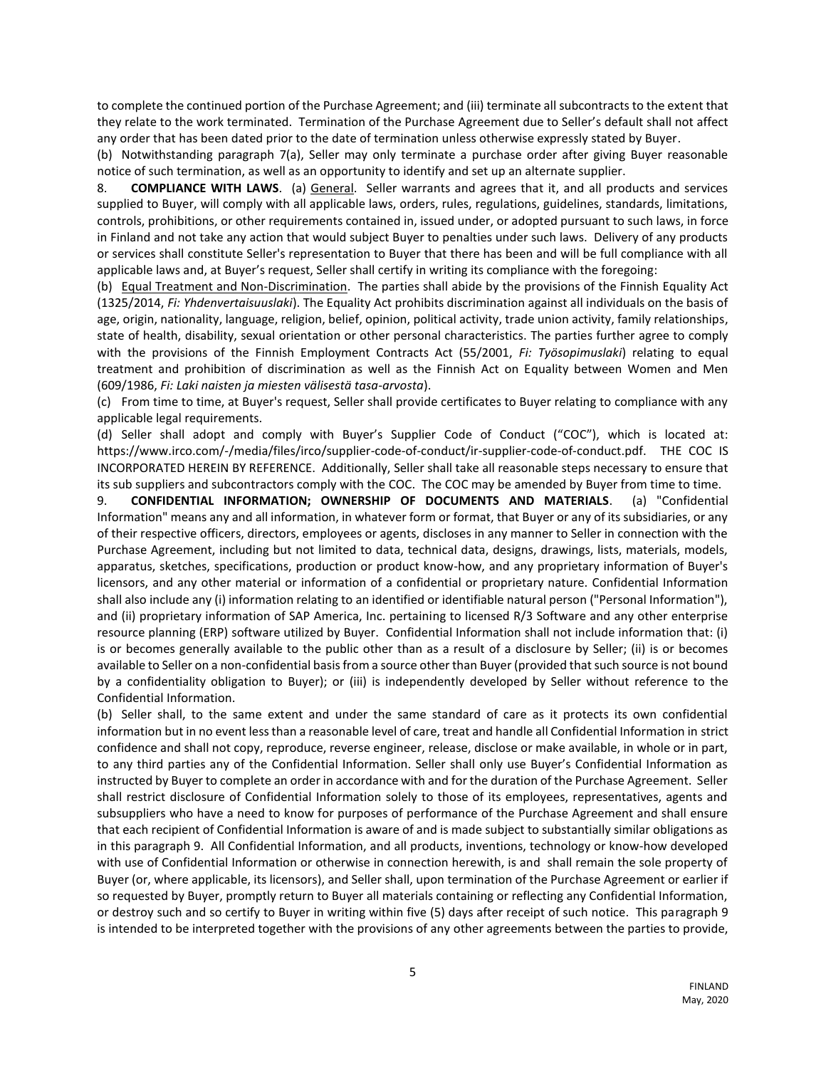to complete the continued portion of the Purchase Agreement; and (iii) terminate all subcontracts to the extent that they relate to the work terminated. Termination of the Purchase Agreement due to Seller's default shall not affect any order that has been dated prior to the date of termination unless otherwise expressly stated by Buyer.

(b) Notwithstanding paragraph 7(a), Seller may only terminate a purchase order after giving Buyer reasonable notice of such termination, as well as an opportunity to identify and set up an alternate supplier.

8. **COMPLIANCE WITH LAWS**. (a) General. Seller warrants and agrees that it, and all products and services supplied to Buyer, will comply with all applicable laws, orders, rules, regulations, guidelines, standards, limitations, controls, prohibitions, or other requirements contained in, issued under, or adopted pursuant to such laws, in force in Finland and not take any action that would subject Buyer to penalties under such laws. Delivery of any products or services shall constitute Seller's representation to Buyer that there has been and will be full compliance with all applicable laws and, at Buyer's request, Seller shall certify in writing its compliance with the foregoing:

(b) Equal Treatment and Non-Discrimination. The parties shall abide by the provisions of the Finnish Equality Act (1325/2014, *Fi: Yhdenvertaisuuslaki*). The Equality Act prohibits discrimination against all individuals on the basis of age, origin, nationality, language, religion, belief, opinion, political activity, trade union activity, family relationships, state of health, disability, sexual orientation or other personal characteristics. The parties further agree to comply with the provisions of the Finnish Employment Contracts Act (55/2001, *Fi: Työsopimuslaki*) relating to equal treatment and prohibition of discrimination as well as the Finnish Act on Equality between Women and Men (609/1986, *Fi: Laki naisten ja miesten välisestä tasa-arvosta*).

(c) From time to time, at Buyer's request, Seller shall provide certificates to Buyer relating to compliance with any applicable legal requirements.

(d) Seller shall adopt and comply with Buyer's Supplier Code of Conduct ("COC"), which is located at: https://www.irco.com/-/media/files/irco/supplier-code-of-conduct/ir-supplier-code-of-conduct.pdf. THE COC IS INCORPORATED HEREIN BY REFERENCE. Additionally, Seller shall take all reasonable steps necessary to ensure that its sub suppliers and subcontractors comply with the COC. The COC may be amended by Buyer from time to time.

9. **CONFIDENTIAL INFORMATION; OWNERSHIP OF DOCUMENTS AND MATERIALS**. (a) "Confidential Information" means any and all information, in whatever form or format, that Buyer or any of its subsidiaries, or any of their respective officers, directors, employees or agents, discloses in any manner to Seller in connection with the Purchase Agreement, including but not limited to data, technical data, designs, drawings, lists, materials, models, apparatus, sketches, specifications, production or product know-how, and any proprietary information of Buyer's licensors, and any other material or information of a confidential or proprietary nature. Confidential Information shall also include any (i) information relating to an identified or identifiable natural person ("Personal Information"), and (ii) proprietary information of SAP America, Inc. pertaining to licensed R/3 Software and any other enterprise resource planning (ERP) software utilized by Buyer. Confidential Information shall not include information that: (i) is or becomes generally available to the public other than as a result of a disclosure by Seller; (ii) is or becomes available to Seller on a non-confidential basis from a source other than Buyer (provided that such source is not bound by a confidentiality obligation to Buyer); or (iii) is independently developed by Seller without reference to the Confidential Information.

(b) Seller shall, to the same extent and under the same standard of care as it protects its own confidential information but in no event less than a reasonable level of care, treat and handle all Confidential Information in strict confidence and shall not copy, reproduce, reverse engineer, release, disclose or make available, in whole or in part, to any third parties any of the Confidential Information. Seller shall only use Buyer's Confidential Information as instructed by Buyer to complete an order in accordance with and for the duration of the Purchase Agreement. Seller shall restrict disclosure of Confidential Information solely to those of its employees, representatives, agents and subsuppliers who have a need to know for purposes of performance of the Purchase Agreement and shall ensure that each recipient of Confidential Information is aware of and is made subject to substantially similar obligations as in this paragraph 9. All Confidential Information, and all products, inventions, technology or know-how developed with use of Confidential Information or otherwise in connection herewith, is and shall remain the sole property of Buyer (or, where applicable, its licensors), and Seller shall, upon termination of the Purchase Agreement or earlier if so requested by Buyer, promptly return to Buyer all materials containing or reflecting any Confidential Information, or destroy such and so certify to Buyer in writing within five (5) days after receipt of such notice. This paragraph 9 is intended to be interpreted together with the provisions of any other agreements between the parties to provide,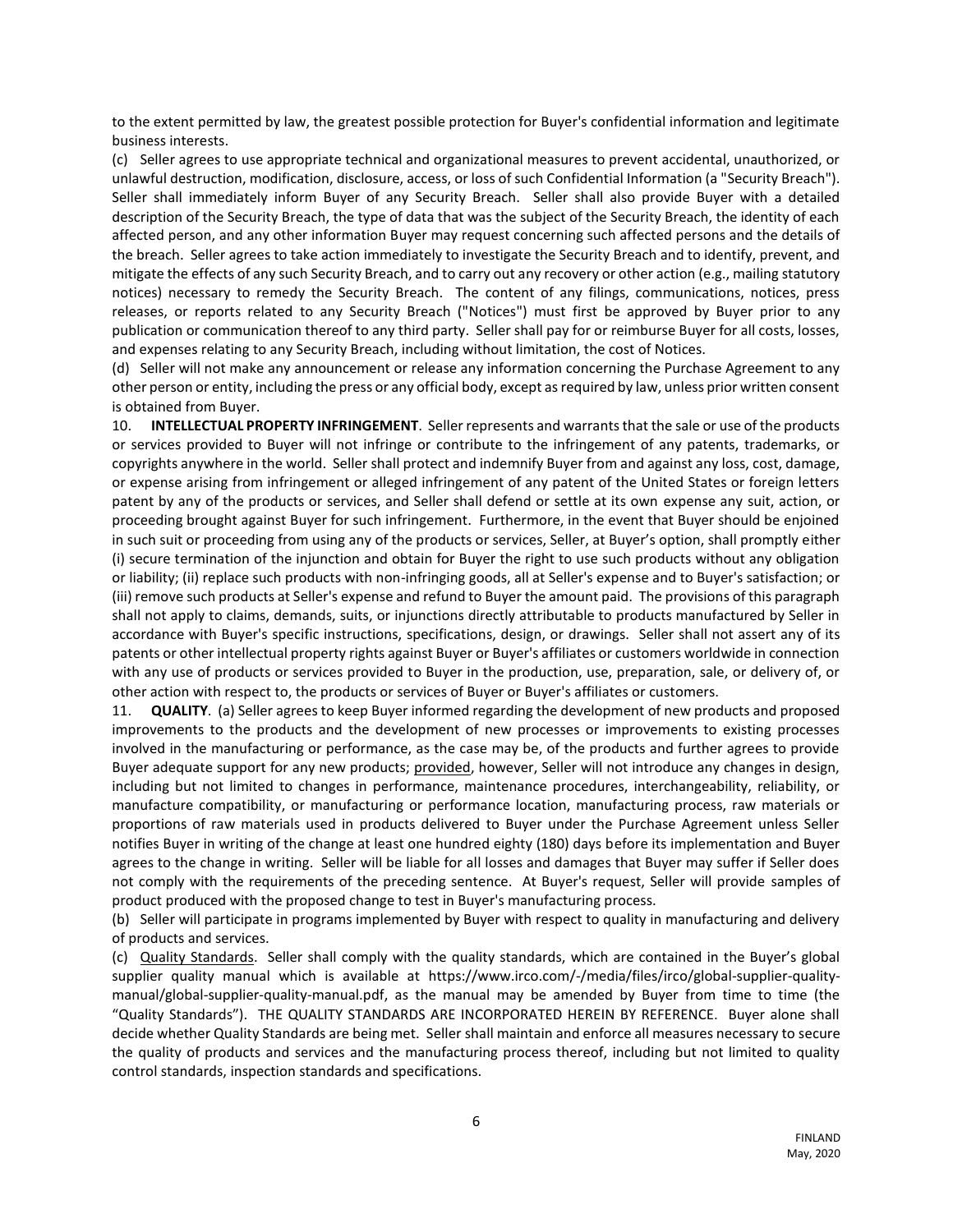to the extent permitted by law, the greatest possible protection for Buyer's confidential information and legitimate business interests.

(c) Seller agrees to use appropriate technical and organizational measures to prevent accidental, unauthorized, or unlawful destruction, modification, disclosure, access, or loss of such Confidential Information (a "Security Breach"). Seller shall immediately inform Buyer of any Security Breach. Seller shall also provide Buyer with a detailed description of the Security Breach, the type of data that was the subject of the Security Breach, the identity of each affected person, and any other information Buyer may request concerning such affected persons and the details of the breach. Seller agrees to take action immediately to investigate the Security Breach and to identify, prevent, and mitigate the effects of any such Security Breach, and to carry out any recovery or other action (e.g., mailing statutory notices) necessary to remedy the Security Breach. The content of any filings, communications, notices, press releases, or reports related to any Security Breach ("Notices") must first be approved by Buyer prior to any publication or communication thereof to any third party. Seller shall pay for or reimburse Buyer for all costs, losses, and expenses relating to any Security Breach, including without limitation, the cost of Notices.

(d) Seller will not make any announcement or release any information concerning the Purchase Agreement to any other person or entity, including the press or any official body, except as required by law, unless prior written consent is obtained from Buyer.

10. **INTELLECTUAL PROPERTY INFRINGEMENT**. Seller represents and warrants that the sale or use of the products or services provided to Buyer will not infringe or contribute to the infringement of any patents, trademarks, or copyrights anywhere in the world. Seller shall protect and indemnify Buyer from and against any loss, cost, damage, or expense arising from infringement or alleged infringement of any patent of the United States or foreign letters patent by any of the products or services, and Seller shall defend or settle at its own expense any suit, action, or proceeding brought against Buyer for such infringement. Furthermore, in the event that Buyer should be enjoined in such suit or proceeding from using any of the products or services, Seller, at Buyer's option, shall promptly either (i) secure termination of the injunction and obtain for Buyer the right to use such products without any obligation or liability; (ii) replace such products with non-infringing goods, all at Seller's expense and to Buyer's satisfaction; or (iii) remove such products at Seller's expense and refund to Buyer the amount paid. The provisions of this paragraph shall not apply to claims, demands, suits, or injunctions directly attributable to products manufactured by Seller in accordance with Buyer's specific instructions, specifications, design, or drawings. Seller shall not assert any of its patents or other intellectual property rights against Buyer or Buyer's affiliates or customers worldwide in connection with any use of products or services provided to Buyer in the production, use, preparation, sale, or delivery of, or other action with respect to, the products or services of Buyer or Buyer's affiliates or customers.

11. **QUALITY**. (a) Seller agrees to keep Buyer informed regarding the development of new products and proposed improvements to the products and the development of new processes or improvements to existing processes involved in the manufacturing or performance, as the case may be, of the products and further agrees to provide Buyer adequate support for any new products; provided, however, Seller will not introduce any changes in design, including but not limited to changes in performance, maintenance procedures, interchangeability, reliability, or manufacture compatibility, or manufacturing or performance location, manufacturing process, raw materials or proportions of raw materials used in products delivered to Buyer under the Purchase Agreement unless Seller notifies Buyer in writing of the change at least one hundred eighty (180) days before its implementation and Buyer agrees to the change in writing. Seller will be liable for all losses and damages that Buyer may suffer if Seller does not comply with the requirements of the preceding sentence. At Buyer's request, Seller will provide samples of product produced with the proposed change to test in Buyer's manufacturing process.

(b) Seller will participate in programs implemented by Buyer with respect to quality in manufacturing and delivery of products and services.

(c) Quality Standards. Seller shall comply with the quality standards, which are contained in the Buyer's global supplier quality manual which is available at https://www.irco.com/-/media/files/irco/global-supplier-quality-manual/global-supplier-quality-manual.pdf, as the manual may be amended by Buyer from time to time (the "Quality Standards"). THE QUALITY STANDARDS ARE INCORPORATED HEREIN BY REFERENCE. Buyer alone shall decide whether Quality Standards are being met. Seller shall maintain and enforce all measures necessary to secure the quality of products and services and the manufacturing process thereof, including but not limited to quality control standards, inspection standards and specifications.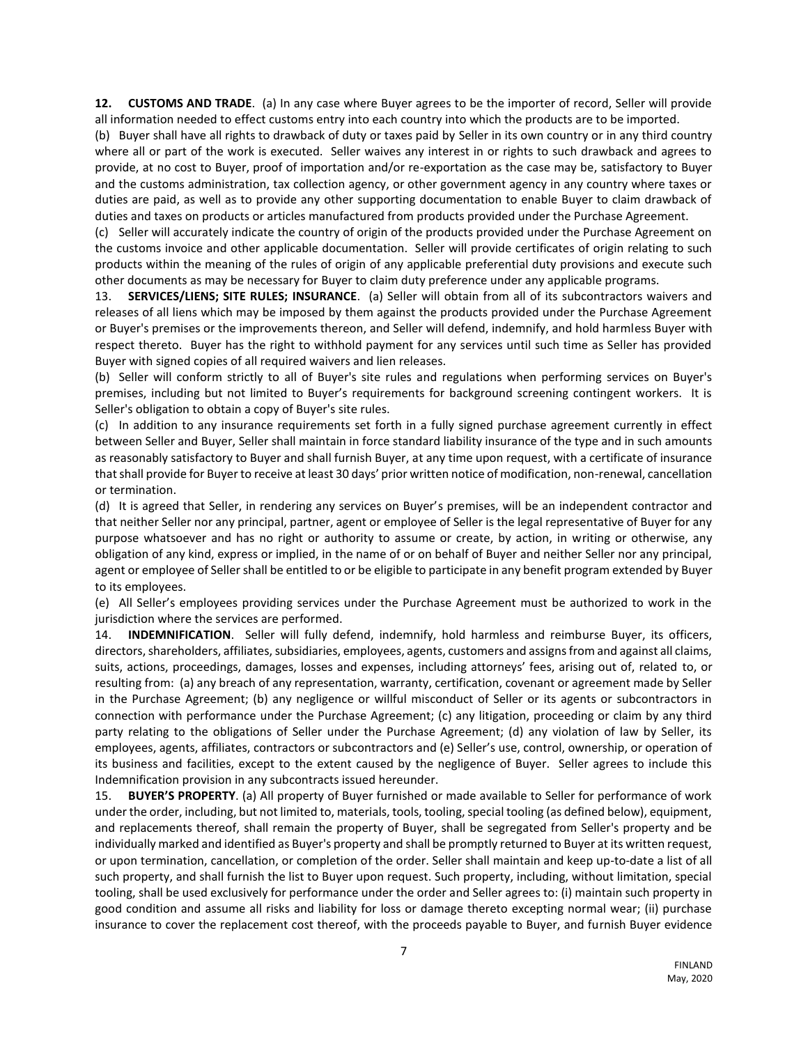**12. CUSTOMS AND TRADE**. (a) In any case where Buyer agrees to be the importer of record, Seller will provide all information needed to effect customs entry into each country into which the products are to be imported.

(b) Buyer shall have all rights to drawback of duty or taxes paid by Seller in its own country or in any third country where all or part of the work is executed. Seller waives any interest in or rights to such drawback and agrees to provide, at no cost to Buyer, proof of importation and/or re-exportation as the case may be, satisfactory to Buyer and the customs administration, tax collection agency, or other government agency in any country where taxes or duties are paid, as well as to provide any other supporting documentation to enable Buyer to claim drawback of duties and taxes on products or articles manufactured from products provided under the Purchase Agreement.

(c) Seller will accurately indicate the country of origin of the products provided under the Purchase Agreement on the customs invoice and other applicable documentation. Seller will provide certificates of origin relating to such products within the meaning of the rules of origin of any applicable preferential duty provisions and execute such other documents as may be necessary for Buyer to claim duty preference under any applicable programs.

13. **SERVICES/LIENS; SITE RULES; INSURANCE**. (a) Seller will obtain from all of its subcontractors waivers and releases of all liens which may be imposed by them against the products provided under the Purchase Agreement or Buyer's premises or the improvements thereon, and Seller will defend, indemnify, and hold harmless Buyer with respect thereto. Buyer has the right to withhold payment for any services until such time as Seller has provided Buyer with signed copies of all required waivers and lien releases.

(b) Seller will conform strictly to all of Buyer's site rules and regulations when performing services on Buyer's premises, including but not limited to Buyer's requirements for background screening contingent workers. It is Seller's obligation to obtain a copy of Buyer's site rules.

(c) In addition to any insurance requirements set forth in a fully signed purchase agreement currently in effect between Seller and Buyer, Seller shall maintain in force standard liability insurance of the type and in such amounts as reasonably satisfactory to Buyer and shall furnish Buyer, at any time upon request, with a certificate of insurance that shall provide for Buyer to receive at least 30 days' prior written notice of modification, non-renewal, cancellation or termination.

(d) It is agreed that Seller, in rendering any services on Buyer's premises, will be an independent contractor and that neither Seller nor any principal, partner, agent or employee of Seller is the legal representative of Buyer for any purpose whatsoever and has no right or authority to assume or create, by action, in writing or otherwise, any obligation of any kind, express or implied, in the name of or on behalf of Buyer and neither Seller nor any principal, agent or employee of Seller shall be entitled to or be eligible to participate in any benefit program extended by Buyer to its employees.

(e) All Seller's employees providing services under the Purchase Agreement must be authorized to work in the jurisdiction where the services are performed.

14. **INDEMNIFICATION**. Seller will fully defend, indemnify, hold harmless and reimburse Buyer, its officers, directors, shareholders, affiliates, subsidiaries, employees, agents, customers and assigns from and against all claims, suits, actions, proceedings, damages, losses and expenses, including attorneys' fees, arising out of, related to, or resulting from: (a) any breach of any representation, warranty, certification, covenant or agreement made by Seller in the Purchase Agreement; (b) any negligence or willful misconduct of Seller or its agents or subcontractors in connection with performance under the Purchase Agreement; (c) any litigation, proceeding or claim by any third party relating to the obligations of Seller under the Purchase Agreement; (d) any violation of law by Seller, its employees, agents, affiliates, contractors or subcontractors and (e) Seller's use, control, ownership, or operation of its business and facilities, except to the extent caused by the negligence of Buyer. Seller agrees to include this Indemnification provision in any subcontracts issued hereunder.

15. **BUYER'S PROPERTY**. (a) All property of Buyer furnished or made available to Seller for performance of work under the order, including, but not limited to, materials, tools, tooling, special tooling (as defined below), equipment, and replacements thereof, shall remain the property of Buyer, shall be segregated from Seller's property and be individually marked and identified as Buyer's property and shall be promptly returned to Buyer at its written request, or upon termination, cancellation, or completion of the order. Seller shall maintain and keep up-to-date a list of all such property, and shall furnish the list to Buyer upon request. Such property, including, without limitation, special tooling, shall be used exclusively for performance under the order and Seller agrees to: (i) maintain such property in good condition and assume all risks and liability for loss or damage thereto excepting normal wear; (ii) purchase insurance to cover the replacement cost thereof, with the proceeds payable to Buyer, and furnish Buyer evidence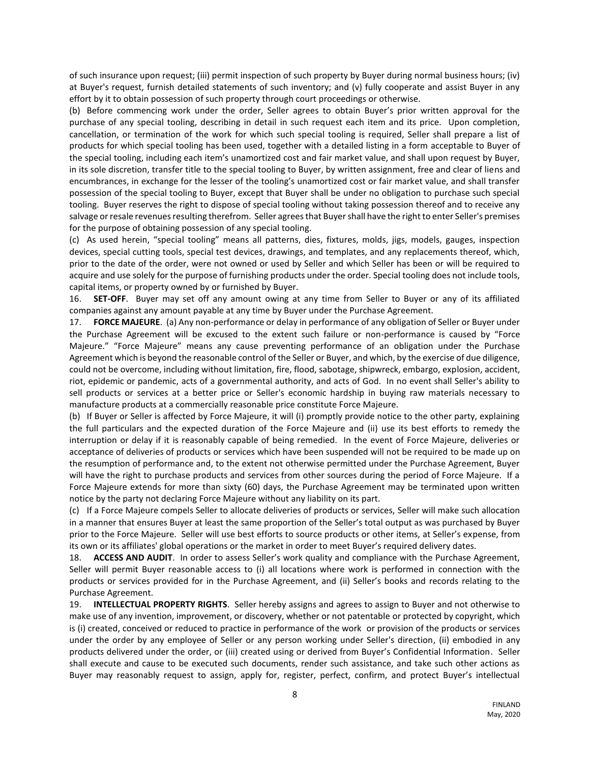of such insurance upon request; (iii) permit inspection of such property by Buyer during normal business hours; (iv) at Buyer's request, furnish detailed statements of such inventory; and (v) fully cooperate and assist Buyer in any effort by it to obtain possession of such property through court proceedings or otherwise.

(b) Before commencing work under the order, Seller agrees to obtain Buyer's prior written approval for the purchase of any special tooling, describing in detail in such request each item and its price. Upon completion, cancellation, or termination of the work for which such special tooling is required, Seller shall prepare a list of products for which special tooling has been used, together with a detailed listing in a form acceptable to Buyer of the special tooling, including each item's unamortized cost and fair market value, and shall upon request by Buyer, in its sole discretion, transfer title to the special tooling to Buyer, by written assignment, free and clear of liens and encumbrances, in exchange for the lesser of the tooling's unamortized cost or fair market value, and shall transfer possession of the special tooling to Buyer, except that Buyer shall be under no obligation to purchase such special tooling. Buyer reserves the right to dispose of special tooling without taking possession thereof and to receive any salvage or resale revenues resulting therefrom. Seller agrees that Buyer shall have the right to enter Seller's premises for the purpose of obtaining possession of any special tooling.

(c) As used herein, "special tooling" means all patterns, dies, fixtures, molds, jigs, models, gauges, inspection devices, special cutting tools, special test devices, drawings, and templates, and any replacements thereof, which, prior to the date of the order, were not owned or used by Seller and which Seller has been or will be required to acquire and use solely for the purpose of furnishing products under the order. Special tooling does not include tools, capital items, or property owned by or furnished by Buyer.

16. **SET-OFF**. Buyer may set off any amount owing at any time from Seller to Buyer or any of its affiliated companies against any amount payable at any time by Buyer under the Purchase Agreement.

17. **FORCE MAJEURE**. (a) Any non-performance or delay in performance of any obligation of Seller or Buyer under the Purchase Agreement will be excused to the extent such failure or non-performance is caused by "Force Majeure." "Force Majeure" means any cause preventing performance of an obligation under the Purchase Agreement which is beyond the reasonable control of the Seller or Buyer, and which, by the exercise of due diligence, could not be overcome, including without limitation, fire, flood, sabotage, shipwreck, embargo, explosion, accident, riot, epidemic or pandemic, acts of a governmental authority, and acts of God. In no event shall Seller's ability to sell products or services at a better price or Seller's economic hardship in buying raw materials necessary to manufacture products at a commercially reasonable price constitute Force Majeure.

(b) If Buyer or Seller is affected by Force Majeure, it will (i) promptly provide notice to the other party, explaining the full particulars and the expected duration of the Force Majeure and (ii) use its best efforts to remedy the interruption or delay if it is reasonably capable of being remedied. In the event of Force Majeure, deliveries or acceptance of deliveries of products or services which have been suspended will not be required to be made up on the resumption of performance and, to the extent not otherwise permitted under the Purchase Agreement, Buyer will have the right to purchase products and services from other sources during the period of Force Majeure. If a Force Majeure extends for more than sixty (60) days, the Purchase Agreement may be terminated upon written notice by the party not declaring Force Majeure without any liability on its part.

(c) If a Force Majeure compels Seller to allocate deliveries of products or services, Seller will make such allocation in a manner that ensures Buyer at least the same proportion of the Seller's total output as was purchased by Buyer prior to the Force Majeure. Seller will use best efforts to source products or other items, at Seller's expense, from its own or its affiliates' global operations or the market in order to meet Buyer's required delivery dates.

18. **ACCESS AND AUDIT**. In order to assess Seller's work quality and compliance with the Purchase Agreement, Seller will permit Buyer reasonable access to (i) all locations where work is performed in connection with the products or services provided for in the Purchase Agreement, and (ii) Seller's books and records relating to the Purchase Agreement.

19. **INTELLECTUAL PROPERTY RIGHTS**. Seller hereby assigns and agrees to assign to Buyer and not otherwise to make use of any invention, improvement, or discovery, whether or not patentable or protected by copyright, which is (i) created, conceived or reduced to practice in performance of the work or provision of the products or services under the order by any employee of Seller or any person working under Seller's direction, (ii) embodied in any products delivered under the order, or (iii) created using or derived from Buyer's Confidential Information. Seller shall execute and cause to be executed such documents, render such assistance, and take such other actions as Buyer may reasonably request to assign, apply for, register, perfect, confirm, and protect Buyer's intellectual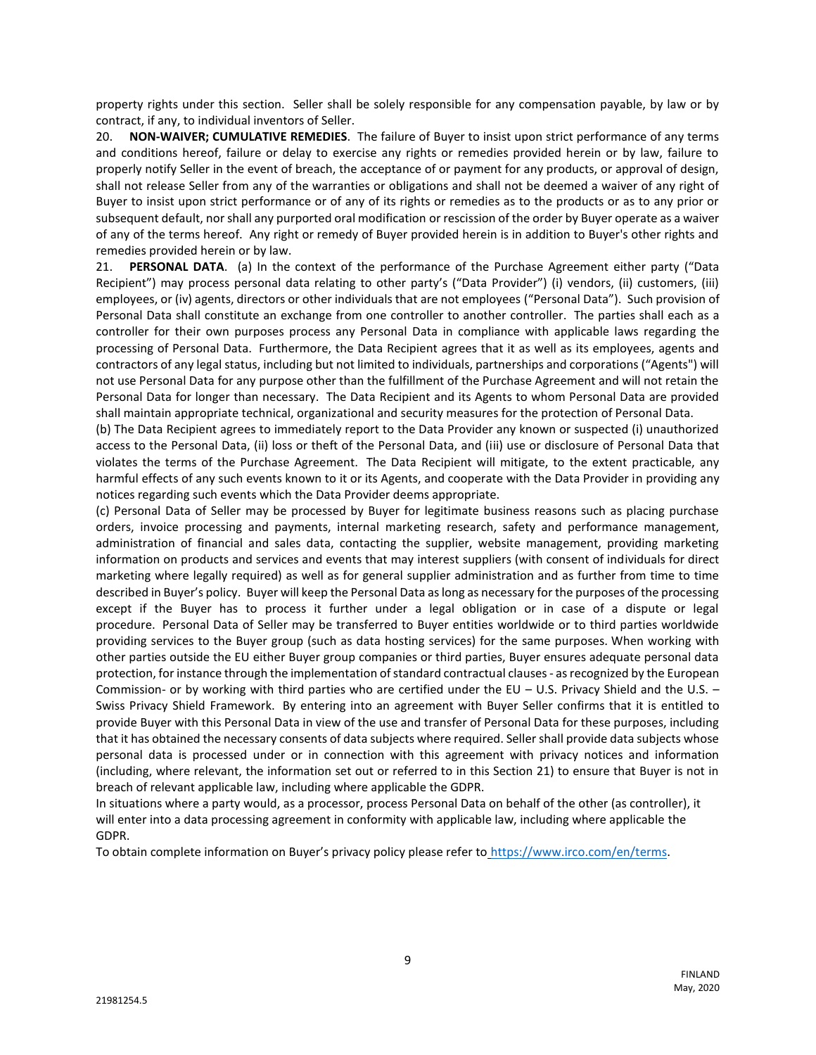property rights under this section. Seller shall be solely responsible for any compensation payable, by law or by contract, if any, to individual inventors of Seller.

20. **NON-WAIVER; CUMULATIVE REMEDIES**. The failure of Buyer to insist upon strict performance of any terms and conditions hereof, failure or delay to exercise any rights or remedies provided herein or by law, failure to properly notify Seller in the event of breach, the acceptance of or payment for any products, or approval of design, shall not release Seller from any of the warranties or obligations and shall not be deemed a waiver of any right of Buyer to insist upon strict performance or of any of its rights or remedies as to the products or as to any prior or subsequent default, nor shall any purported oral modification or rescission of the order by Buyer operate as a waiver of any of the terms hereof. Any right or remedy of Buyer provided herein is in addition to Buyer's other rights and remedies provided herein or by law.

21. **PERSONAL DATA**. (a) In the context of the performance of the Purchase Agreement either party ("Data Recipient") may process personal data relating to other party's ("Data Provider") (i) vendors, (ii) customers, (iii) employees, or (iv) agents, directors or other individuals that are not employees ("Personal Data"). Such provision of Personal Data shall constitute an exchange from one controller to another controller. The parties shall each as a controller for their own purposes process any Personal Data in compliance with applicable laws regarding the processing of Personal Data. Furthermore, the Data Recipient agrees that it as well as its employees, agents and contractors of any legal status, including but not limited to individuals, partnerships and corporations ("Agents") will not use Personal Data for any purpose other than the fulfillment of the Purchase Agreement and will not retain the Personal Data for longer than necessary. The Data Recipient and its Agents to whom Personal Data are provided shall maintain appropriate technical, organizational and security measures for the protection of Personal Data.

(b) The Data Recipient agrees to immediately report to the Data Provider any known or suspected (i) unauthorized access to the Personal Data, (ii) loss or theft of the Personal Data, and (iii) use or disclosure of Personal Data that violates the terms of the Purchase Agreement. The Data Recipient will mitigate, to the extent practicable, any harmful effects of any such events known to it or its Agents, and cooperate with the Data Provider in providing any notices regarding such events which the Data Provider deems appropriate.

(c) Personal Data of Seller may be processed by Buyer for legitimate business reasons such as placing purchase orders, invoice processing and payments, internal marketing research, safety and performance management, administration of financial and sales data, contacting the supplier, website management, providing marketing information on products and services and events that may interest suppliers (with consent of individuals for direct marketing where legally required) as well as for general supplier administration and as further from time to time described in Buyer's policy. Buyer will keep the Personal Data as long as necessary for the purposes of the processing except if the Buyer has to process it further under a legal obligation or in case of a dispute or legal procedure. Personal Data of Seller may be transferred to Buyer entities worldwide or to third parties worldwide providing services to the Buyer group (such as data hosting services) for the same purposes. When working with other parties outside the EU either Buyer group companies or third parties, Buyer ensures adequate personal data protection, for instance through the implementation of standard contractual clauses - as recognized by the European Commission- or by working with third parties who are certified under the EU – U.S. Privacy Shield and the U.S. – Swiss Privacy Shield Framework. By entering into an agreement with Buyer Seller confirms that it is entitled to provide Buyer with this Personal Data in view of the use and transfer of Personal Data for these purposes, including that it has obtained the necessary consents of data subjects where required. Seller shall provide data subjects whose personal data is processed under or in connection with this agreement with privacy notices and information (including, where relevant, the information set out or referred to in this Section 21) to ensure that Buyer is not in breach of relevant applicable law, including where applicable the GDPR.

In situations where a party would, as a processor, process Personal Data on behalf of the other (as controller), it will enter into a data processing agreement in conformity with applicable law, including where applicable the GDPR.

To obtain complete information on Buyer's privacy policy please refer to https://www.irco.com/en/terms.